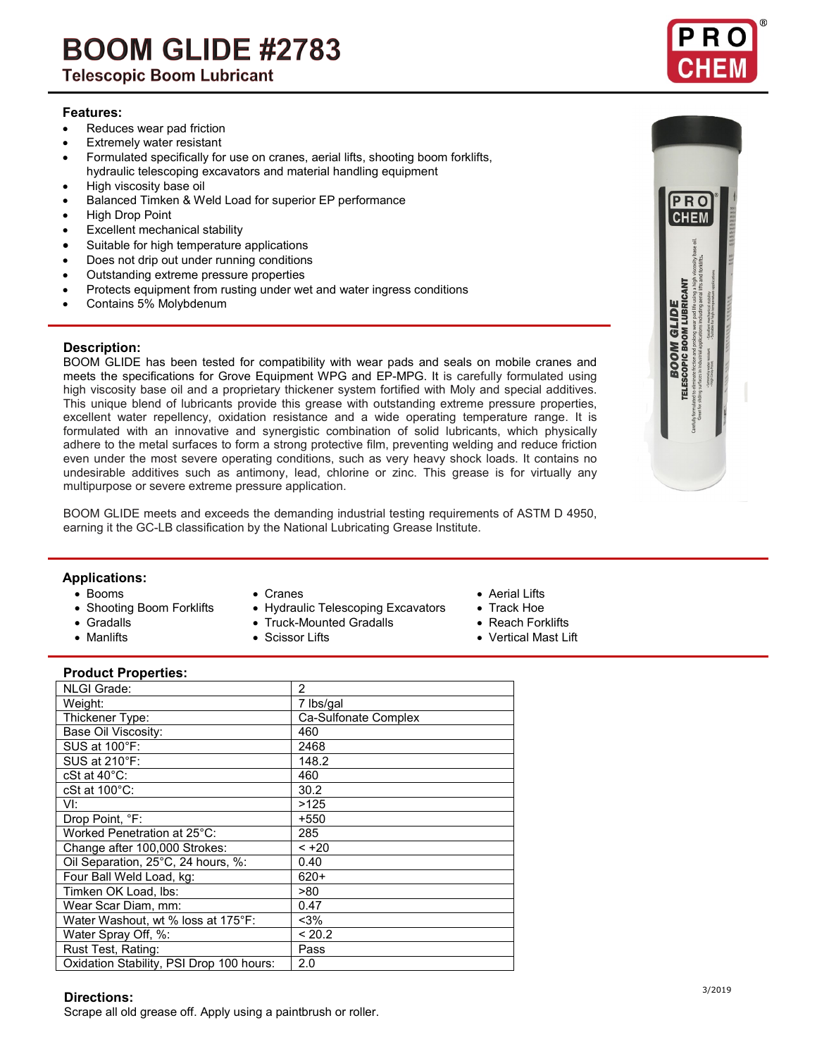# BOOM GLIDE #2783

## Telescopic Boom Lubricant

### Features:

- Reduces wear pad friction
- Extremely water resistant
- Formulated specifically for use on cranes, aerial lifts, shooting boom forklifts, hydraulic telescoping excavators and material handling equipment
- High viscosity base oil
- Balanced Timken & Weld Load for superior EP performance
- High Drop Point
- Excellent mechanical stability
- Suitable for high temperature applications
- Does not drip out under running conditions
- Outstanding extreme pressure properties
- Protects equipment from rusting under wet and water ingress conditions
- Contains 5% Molybdenum

### Description:

BOOM GLIDE has been tested for compatibility with wear pads and seals on mobile cranes and meets the specifications for Grove Equipment WPG and EP-MPG. It is carefully formulated using high viscosity base oil and a proprietary thickener system fortified with Moly and special additives. This unique blend of lubricants provide this grease with outstanding extreme pressure properties, excellent water repellency, oxidation resistance and a wide operating temperature range. It is formulated with an innovative and synergistic combination of solid lubricants, which physically adhere to the metal surfaces to form a strong protective film, preventing welding and reduce friction even under the most severe operating conditions, such as very heavy shock loads. It contains no undesirable additives such as antimony, lead, chlorine or zinc. This grease is for virtually any multipurpose or severe extreme pressure application.

BOOM GLIDE meets and exceeds the demanding industrial testing requirements of ASTM D 4950, earning it the GC-LB classification by the National Lubricating Grease Institute.

### Applications:

- Booms
- Shooting Boom Forklifts
- Gradalls
- Manlifts
- Cranes
- Hydraulic Telescoping Excavators
- Truck-Mounted Gradalls
- Scissor Lifts
- Aerial Lifts
- Track Hoe
- Reach Forklifts
- Vertical Mast Lift

### Product Properties:

| Property | Value |
|---|---|
| NLGI Grade: | 2 |
| Weight: | 7 lbs/gal |
| Thickener Type: | Ca-Sulfonate Complex |
| Base Oil Viscosity: | 460 |
| SUS at 100°F: | 2468 |
| SUS at 210°F: | 148.2 |
| cSt at 40°C: | 460 |
| cSt at 100°C: | 30.2 |
| VI: | >125 |
| Drop Point, °F: | +550 |
| Worked Penetration at 25°C: | 285 |
| Change after 100,000 Strokes: | < +20 |
| Oil Separation, 25°C, 24 hours, %: | 0.40 |
| Four Ball Weld Load, kg: | 620+ |
| Timken OK Load, lbs: | >80 |
| Wear Scar Diam, mm: | 0.47 |
| Water Washout, wt % loss at 175°F: | <3% |
| Water Spray Off, %: | < 20.2 |
| Rust Test, Rating: | Pass |
| Oxidation Stability, PSI Drop 100 hours: | 2.0 |

### Directions:

Scrape all old grease off. Apply using a paintbrush or roller.

3/2019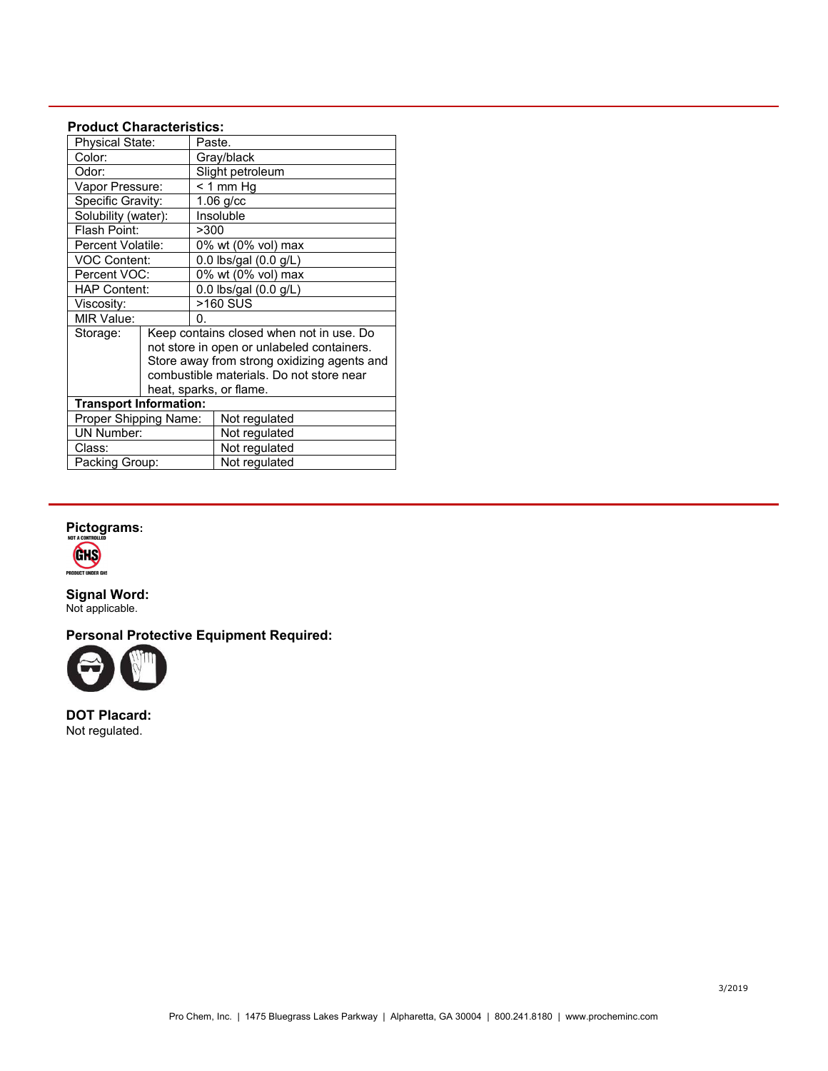## Product Characteristics:

| | |
|---|---|
| Physical State: | Paste. |
| Color: | Gray/black |
| Odor: | Slight petroleum |
| Vapor Pressure: | < 1 mm Hg |
| Specific Gravity: | 1.06 g/cc |
| Solubility (water): | Insoluble |
| Flash Point: | >300 |
| Percent Volatile: | 0% wt (0% vol) max |
| VOC Content: | 0.0 lbs/gal (0.0 g/L) |
| Percent VOC: | 0% wt (0% vol) max |
| HAP Content: | 0.0 lbs/gal (0.0 g/L) |
| Viscosity: | >160 SUS |
| MIR Value: | 0. |
| Storage: | Keep contains closed when not in use. Do not store in open or unlabeled containers. Store away from strong oxidizing agents and combustible materials. Do not store near heat, sparks, or flame. |
| **Transport Information:** | |
| Proper Shipping Name: | Not regulated |
| UN Number: | Not regulated |
| Class: | Not regulated |
| Packing Group: | Not regulated |

**Pictograms:**

NOT A CONTROLLED PRODUCT UNDER GHS

**Signal Word:**
Not applicable.

**Personal Protective Equipment Required:**

**DOT Placard:**
Not regulated.

3/2019

Pro Chem, Inc. | 1475 Bluegrass Lakes Parkway | Alpharetta, GA 30004 | 800.241.8180 | www.procheminc.com